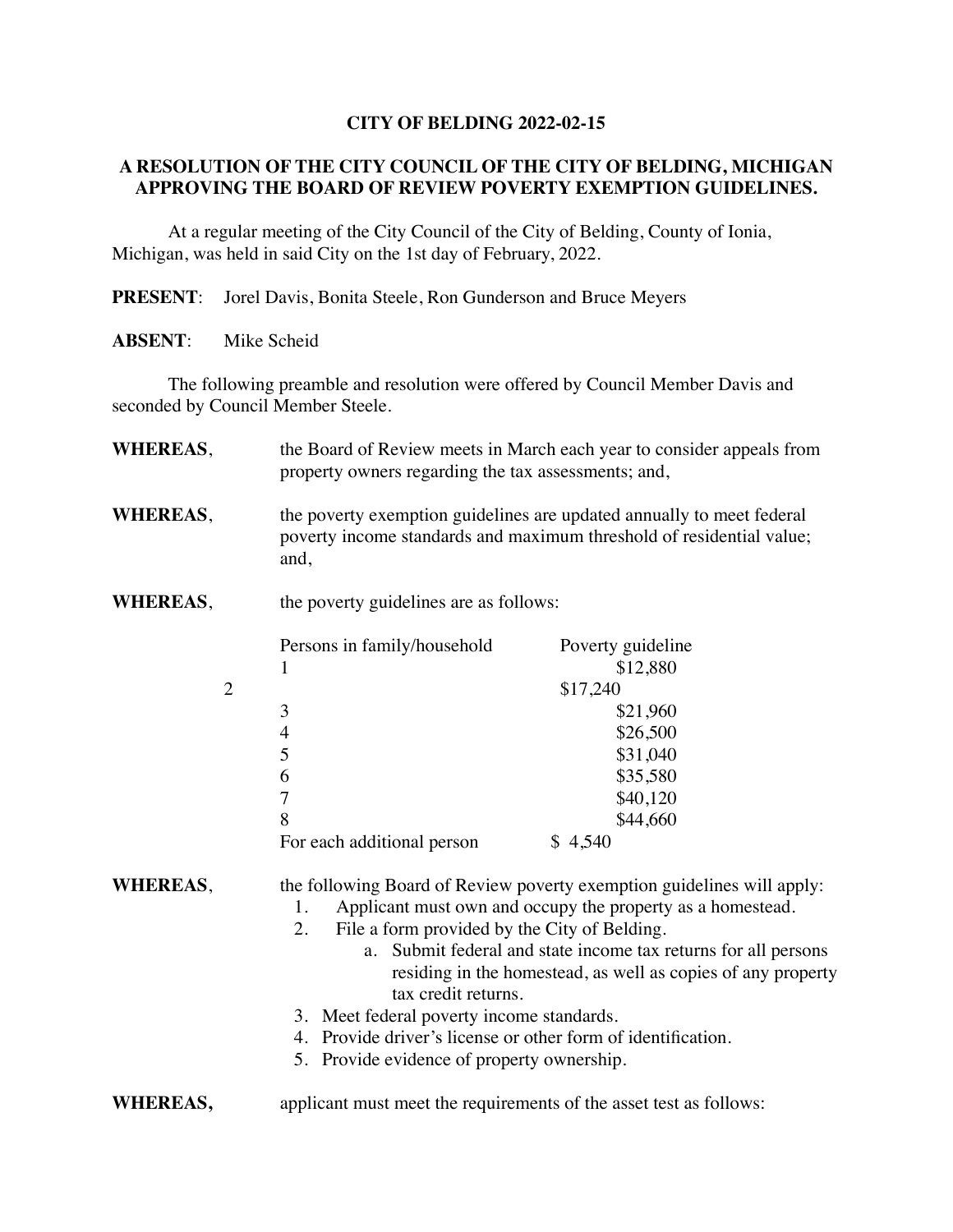**CITY OF BELDING 2022-02-15**

**A RESOLUTION OF THE CITY COUNCIL OF THE CITY OF BELDING, MICHIGAN APPROVING THE BOARD OF REVIEW POVERTY EXEMPTION GUIDELINES.**

At a regular meeting of the City Council of the City of Belding, County of Ionia, Michigan, was held in said City on the 1st day of February, 2022.

**PRESENT**: Jorel Davis, Bonita Steele, Ron Gunderson and Bruce Meyers

**ABSENT**: Mike Scheid

The following preamble and resolution were offered by Council Member Davis and seconded by Council Member Steele.

**WHEREAS**, the Board of Review meets in March each year to consider appeals from property owners regarding the tax assessments; and,

**WHEREAS**, the poverty exemption guidelines are updated annually to meet federal poverty income standards and maximum threshold of residential value; and,

**WHEREAS**, the poverty guidelines are as follows:

| Persons in family/household | Poverty guideline |
|---|---|
| 1 | $12,880 |
| 2 | $17,240 |
| 3 | $21,960 |
| 4 | $26,500 |
| 5 | $31,040 |
| 6 | $35,580 |
| 7 | $40,120 |
| 8 | $44,660 |
| For each additional person | $ 4,540 |

**WHEREAS**, the following Board of Review poverty exemption guidelines will apply:

1. Applicant must own and occupy the property as a homestead.
2. File a form provided by the City of Belding.
    a. Submit federal and state income tax returns for all persons residing in the homestead, as well as copies of any property tax credit returns.
3. Meet federal poverty income standards.
4. Provide driver's license or other form of identification.
5. Provide evidence of property ownership.

**WHEREAS,** applicant must meet the requirements of the asset test as follows: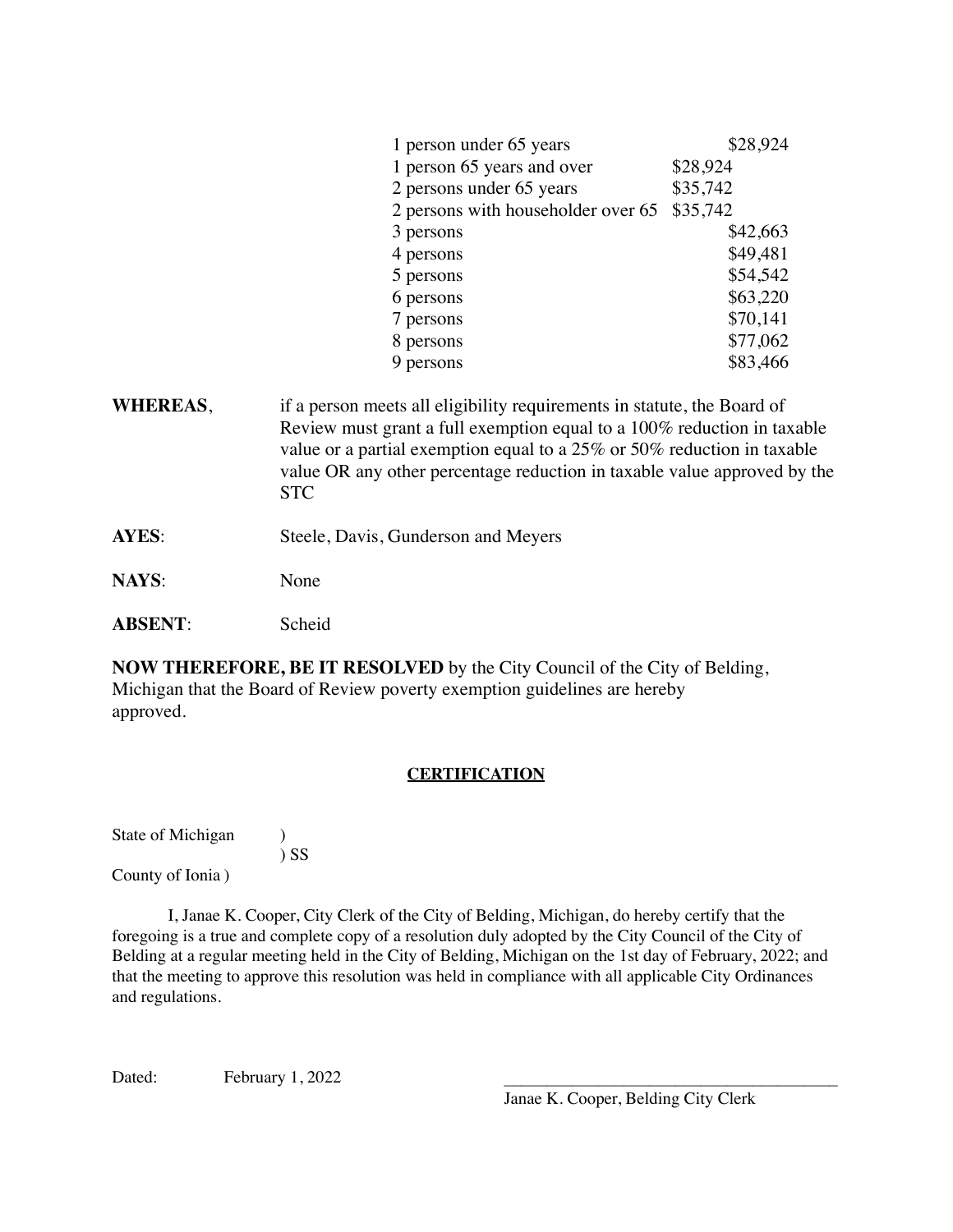| | |
|---|---|
| 1 person under 65 years | $28,924 |
| 1 person 65 years and over | $28,924 |
| 2 persons under 65 years | $35,742 |
| 2 persons with householder over 65 | $35,742 |
| 3 persons | $42,663 |
| 4 persons | $49,481 |
| 5 persons | $54,542 |
| 6 persons | $63,220 |
| 7 persons | $70,141 |
| 8 persons | $77,062 |
| 9 persons | $83,466 |

**WHEREAS**, if a person meets all eligibility requirements in statute, the Board of Review must grant a full exemption equal to a 100% reduction in taxable value or a partial exemption equal to a 25% or 50% reduction in taxable value OR any other percentage reduction in taxable value approved by the STC

**AYES**: Steele, Davis, Gunderson and Meyers

**NAYS**: None

**ABSENT**: Scheid

**NOW THEREFORE, BE IT RESOLVED** by the City Council of the City of Belding, Michigan that the Board of Review poverty exemption guidelines are hereby approved.

## CERTIFICATION

State of Michigan )
) SS
County of Ionia )

I, Janae K. Cooper, City Clerk of the City of Belding, Michigan, do hereby certify that the foregoing is a true and complete copy of a resolution duly adopted by the City Council of the City of Belding at a regular meeting held in the City of Belding, Michigan on the 1st day of February, 2022; and that the meeting to approve this resolution was held in compliance with all applicable City Ordinances and regulations.

Dated: February 1, 2022

\_\_\_\_\_\_\_\_\_\_\_\_\_\_\_\_\_\_\_\_\_\_\_\_\_\_\_\_\_\_\_\_\_\_\_\_\_\_\_\_
Janae K. Cooper, Belding City Clerk